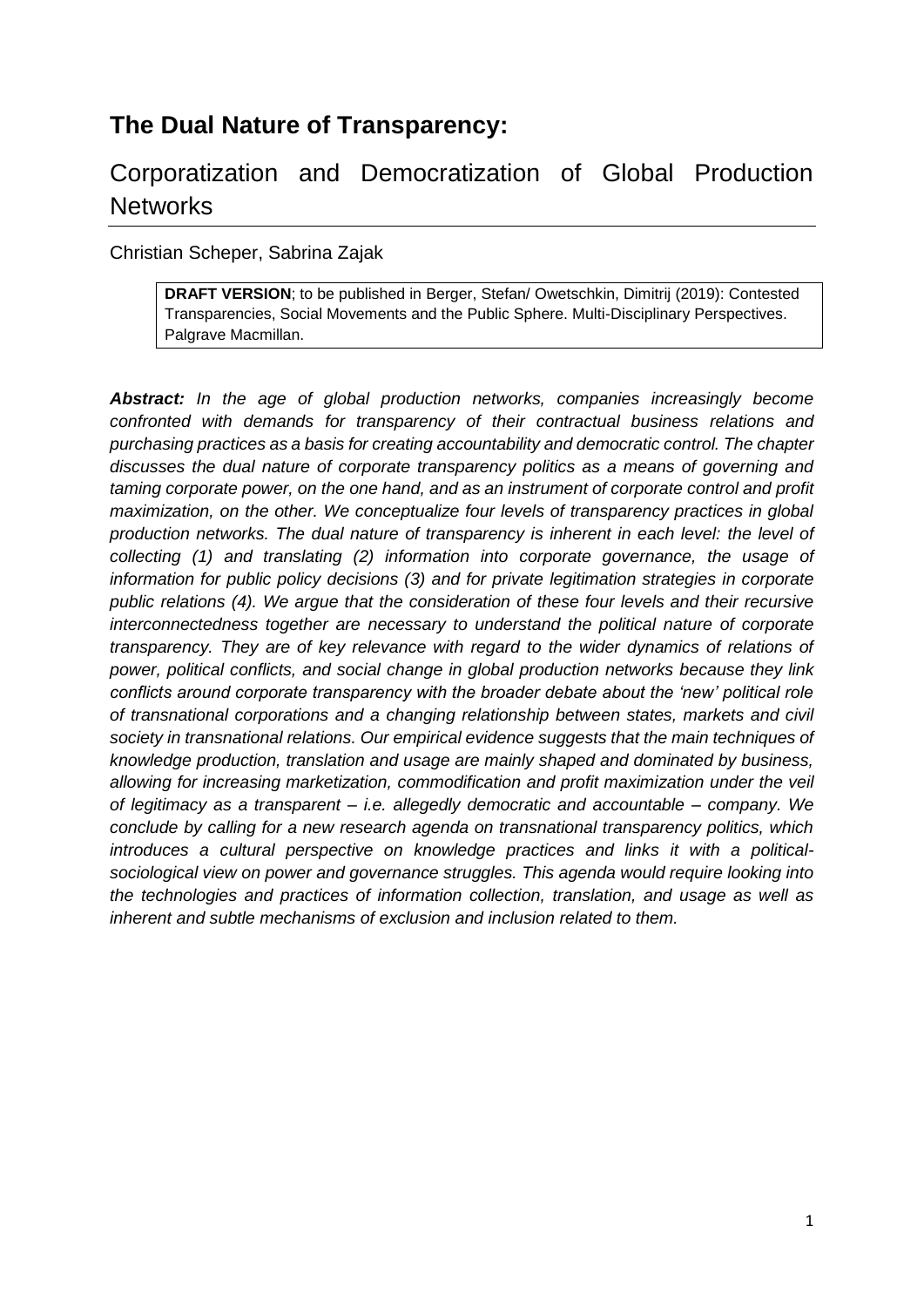# The Dual Nature of Transparency:

## Corporatization and Democratization of Global Production Networks

Christian Scheper, Sabrina Zajak

> **DRAFT VERSION**; to be published in Berger, Stefan/ Owetschkin, Dimitrij (2019): Contested Transparencies, Social Movements and the Public Sphere. Multi-Disciplinary Perspectives. Palgrave Macmillan.

***Abstract:*** *In the age of global production networks, companies increasingly become confronted with demands for transparency of their contractual business relations and purchasing practices as a basis for creating accountability and democratic control. The chapter discusses the dual nature of corporate transparency politics as a means of governing and taming corporate power, on the one hand, and as an instrument of corporate control and profit maximization, on the other. We conceptualize four levels of transparency practices in global production networks. The dual nature of transparency is inherent in each level: the level of collecting (1) and translating (2) information into corporate governance, the usage of information for public policy decisions (3) and for private legitimation strategies in corporate public relations (4). We argue that the consideration of these four levels and their recursive interconnectedness together are necessary to understand the political nature of corporate transparency. They are of key relevance with regard to the wider dynamics of relations of power, political conflicts, and social change in global production networks because they link conflicts around corporate transparency with the broader debate about the 'new' political role of transnational corporations and a changing relationship between states, markets and civil society in transnational relations. Our empirical evidence suggests that the main techniques of knowledge production, translation and usage are mainly shaped and dominated by business, allowing for increasing marketization, commodification and profit maximization under the veil of legitimacy as a transparent – i.e. allegedly democratic and accountable – company. We conclude by calling for a new research agenda on transnational transparency politics, which introduces a cultural perspective on knowledge practices and links it with a political-sociological view on power and governance struggles. This agenda would require looking into the technologies and practices of information collection, translation, and usage as well as inherent and subtle mechanisms of exclusion and inclusion related to them.*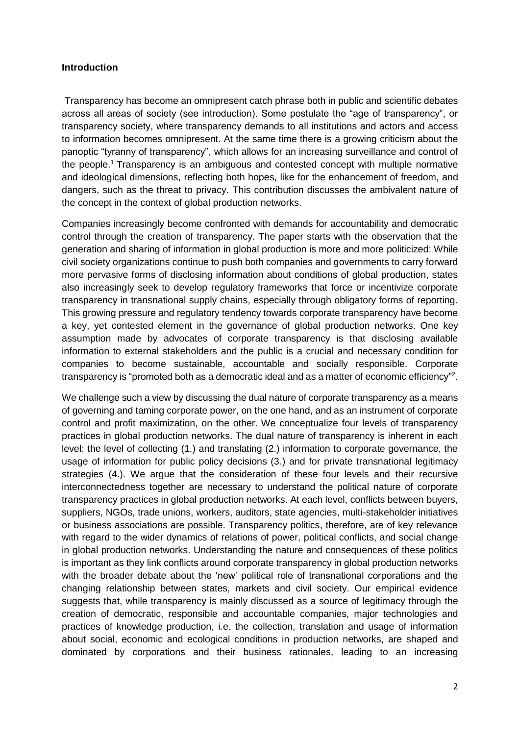## Introduction

Transparency has become an omnipresent catch phrase both in public and scientific debates across all areas of society (see introduction). Some postulate the "age of transparency", or transparency society, where transparency demands to all institutions and actors and access to information becomes omnipresent. At the same time there is a growing criticism about the panoptic "tyranny of transparency", which allows for an increasing surveillance and control of the people.[1] Transparency is an ambiguous and contested concept with multiple normative and ideological dimensions, reflecting both hopes, like for the enhancement of freedom, and dangers, such as the threat to privacy. This contribution discusses the ambivalent nature of the concept in the context of global production networks.

Companies increasingly become confronted with demands for accountability and democratic control through the creation of transparency. The paper starts with the observation that the generation and sharing of information in global production is more and more politicized: While civil society organizations continue to push both companies and governments to carry forward more pervasive forms of disclosing information about conditions of global production, states also increasingly seek to develop regulatory frameworks that force or incentivize corporate transparency in transnational supply chains, especially through obligatory forms of reporting. This growing pressure and regulatory tendency towards corporate transparency have become a key, yet contested element in the governance of global production networks. One key assumption made by advocates of corporate transparency is that disclosing available information to external stakeholders and the public is a crucial and necessary condition for companies to become sustainable, accountable and socially responsible. Corporate transparency is "promoted both as a democratic ideal and as a matter of economic efficiency"[2].

We challenge such a view by discussing the dual nature of corporate transparency as a means of governing and taming corporate power, on the one hand, and as an instrument of corporate control and profit maximization, on the other. We conceptualize four levels of transparency practices in global production networks. The dual nature of transparency is inherent in each level: the level of collecting (1.) and translating (2.) information to corporate governance, the usage of information for public policy decisions (3.) and for private transnational legitimacy strategies (4.). We argue that the consideration of these four levels and their recursive interconnectedness together are necessary to understand the political nature of corporate transparency practices in global production networks. At each level, conflicts between buyers, suppliers, NGOs, trade unions, workers, auditors, state agencies, multi-stakeholder initiatives or business associations are possible. Transparency politics, therefore, are of key relevance with regard to the wider dynamics of relations of power, political conflicts, and social change in global production networks. Understanding the nature and consequences of these politics is important as they link conflicts around corporate transparency in global production networks with the broader debate about the 'new' political role of transnational corporations and the changing relationship between states, markets and civil society. Our empirical evidence suggests that, while transparency is mainly discussed as a source of legitimacy through the creation of democratic, responsible and accountable companies, major technologies and practices of knowledge production, i.e. the collection, translation and usage of information about social, economic and ecological conditions in production networks, are shaped and dominated by corporations and their business rationales, leading to an increasing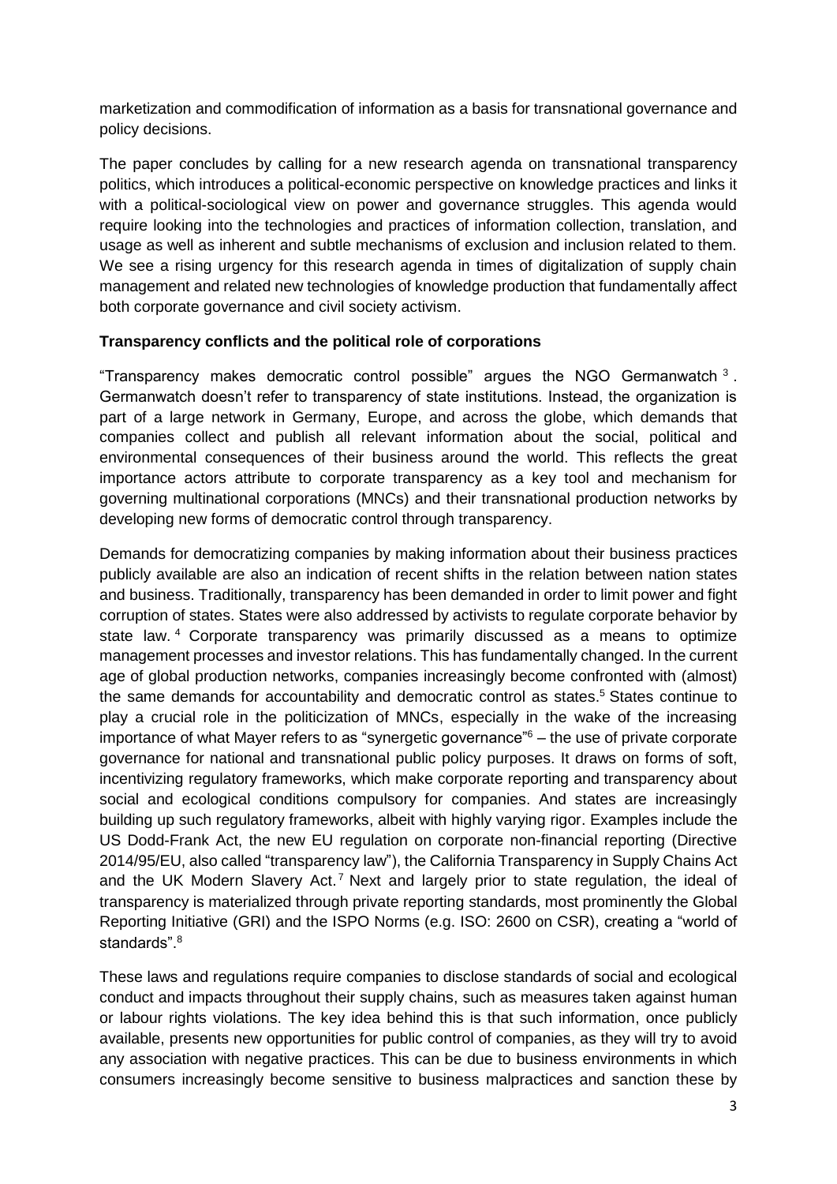marketization and commodification of information as a basis for transnational governance and policy decisions.

The paper concludes by calling for a new research agenda on transnational transparency politics, which introduces a political-economic perspective on knowledge practices and links it with a political-sociological view on power and governance struggles. This agenda would require looking into the technologies and practices of information collection, translation, and usage as well as inherent and subtle mechanisms of exclusion and inclusion related to them. We see a rising urgency for this research agenda in times of digitalization of supply chain management and related new technologies of knowledge production that fundamentally affect both corporate governance and civil society activism.

**Transparency conflicts and the political role of corporations**

"Transparency makes democratic control possible" argues the NGO Germanwatch [3]. Germanwatch doesn't refer to transparency of state institutions. Instead, the organization is part of a large network in Germany, Europe, and across the globe, which demands that companies collect and publish all relevant information about the social, political and environmental consequences of their business around the world. This reflects the great importance actors attribute to corporate transparency as a key tool and mechanism for governing multinational corporations (MNCs) and their transnational production networks by developing new forms of democratic control through transparency.

Demands for democratizing companies by making information about their business practices publicly available are also an indication of recent shifts in the relation between nation states and business. Traditionally, transparency has been demanded in order to limit power and fight corruption of states. States were also addressed by activists to regulate corporate behavior by state law. [4] Corporate transparency was primarily discussed as a means to optimize management processes and investor relations. This has fundamentally changed. In the current age of global production networks, companies increasingly become confronted with (almost) the same demands for accountability and democratic control as states.[5] States continue to play a crucial role in the politicization of MNCs, especially in the wake of the increasing importance of what Mayer refers to as "synergetic governance"[6] – the use of private corporate governance for national and transnational public policy purposes. It draws on forms of soft, incentivizing regulatory frameworks, which make corporate reporting and transparency about social and ecological conditions compulsory for companies. And states are increasingly building up such regulatory frameworks, albeit with highly varying rigor. Examples include the US Dodd-Frank Act, the new EU regulation on corporate non-financial reporting (Directive 2014/95/EU, also called "transparency law"), the California Transparency in Supply Chains Act and the UK Modern Slavery Act. [7] Next and largely prior to state regulation, the ideal of transparency is materialized through private reporting standards, most prominently the Global Reporting Initiative (GRI) and the ISPO Norms (e.g. ISO: 2600 on CSR), creating a "world of standards".[8]

These laws and regulations require companies to disclose standards of social and ecological conduct and impacts throughout their supply chains, such as measures taken against human or labour rights violations. The key idea behind this is that such information, once publicly available, presents new opportunities for public control of companies, as they will try to avoid any association with negative practices. This can be due to business environments in which consumers increasingly become sensitive to business malpractices and sanction these by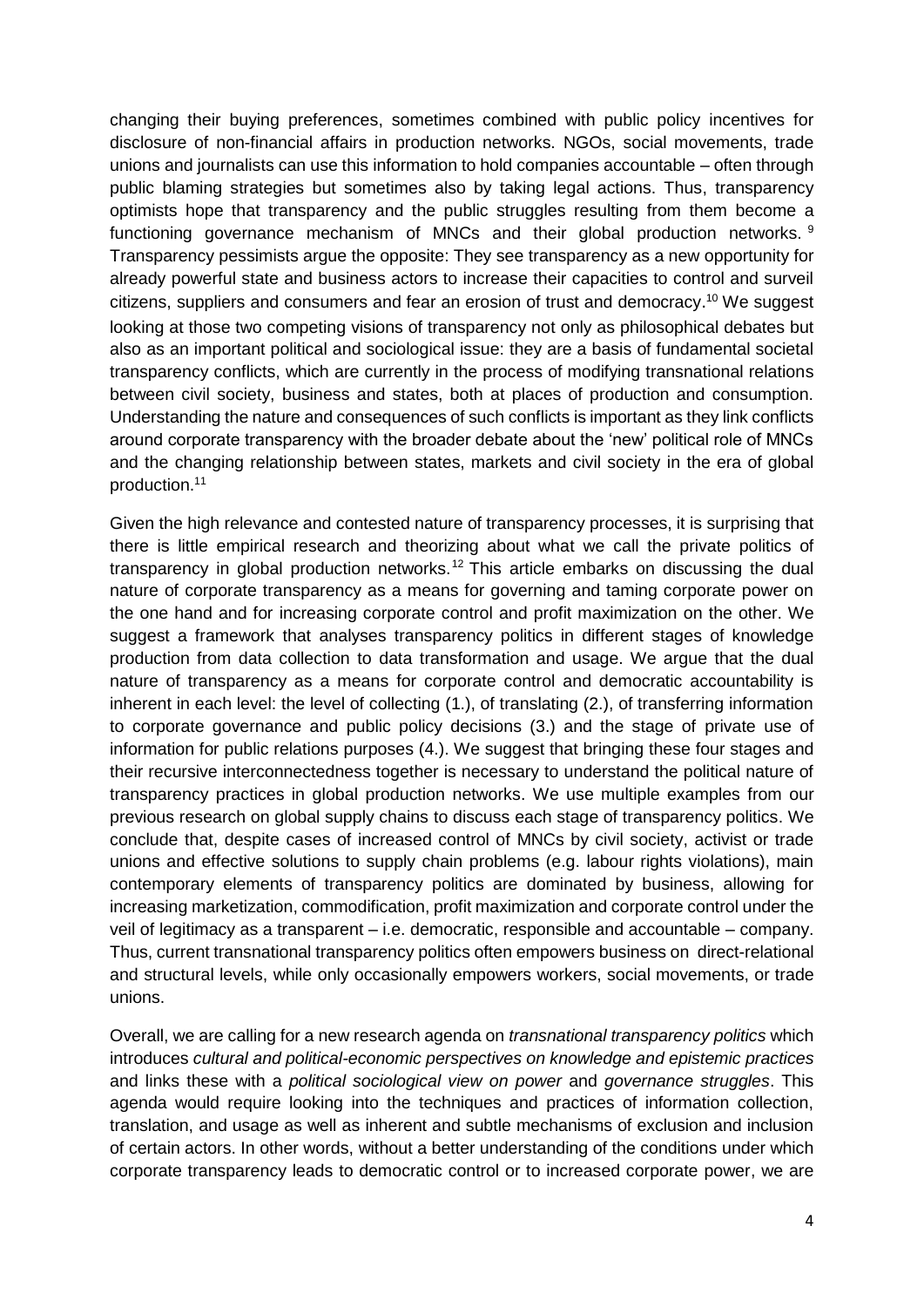changing their buying preferences, sometimes combined with public policy incentives for disclosure of non-financial affairs in production networks. NGOs, social movements, trade unions and journalists can use this information to hold companies accountable – often through public blaming strategies but sometimes also by taking legal actions. Thus, transparency optimists hope that transparency and the public struggles resulting from them become a functioning governance mechanism of MNCs and their global production networks. [9] Transparency pessimists argue the opposite: They see transparency as a new opportunity for already powerful state and business actors to increase their capacities to control and surveil citizens, suppliers and consumers and fear an erosion of trust and democracy.[10] We suggest looking at those two competing visions of transparency not only as philosophical debates but also as an important political and sociological issue: they are a basis of fundamental societal transparency conflicts, which are currently in the process of modifying transnational relations between civil society, business and states, both at places of production and consumption. Understanding the nature and consequences of such conflicts is important as they link conflicts around corporate transparency with the broader debate about the 'new' political role of MNCs and the changing relationship between states, markets and civil society in the era of global production.[11]

Given the high relevance and contested nature of transparency processes, it is surprising that there is little empirical research and theorizing about what we call the private politics of transparency in global production networks.[12] This article embarks on discussing the dual nature of corporate transparency as a means for governing and taming corporate power on the one hand and for increasing corporate control and profit maximization on the other. We suggest a framework that analyses transparency politics in different stages of knowledge production from data collection to data transformation and usage. We argue that the dual nature of transparency as a means for corporate control and democratic accountability is inherent in each level: the level of collecting (1.), of translating (2.), of transferring information to corporate governance and public policy decisions (3.) and the stage of private use of information for public relations purposes (4.). We suggest that bringing these four stages and their recursive interconnectedness together is necessary to understand the political nature of transparency practices in global production networks. We use multiple examples from our previous research on global supply chains to discuss each stage of transparency politics. We conclude that, despite cases of increased control of MNCs by civil society, activist or trade unions and effective solutions to supply chain problems (e.g. labour rights violations), main contemporary elements of transparency politics are dominated by business, allowing for increasing marketization, commodification, profit maximization and corporate control under the veil of legitimacy as a transparent – i.e. democratic, responsible and accountable – company. Thus, current transnational transparency politics often empowers business on direct-relational and structural levels, while only occasionally empowers workers, social movements, or trade unions.

Overall, we are calling for a new research agenda on *transnational transparency politics* which introduces *cultural and political-economic perspectives on knowledge and epistemic practices* and links these with a *political sociological view on power* and *governance struggles*. This agenda would require looking into the techniques and practices of information collection, translation, and usage as well as inherent and subtle mechanisms of exclusion and inclusion of certain actors. In other words, without a better understanding of the conditions under which corporate transparency leads to democratic control or to increased corporate power, we are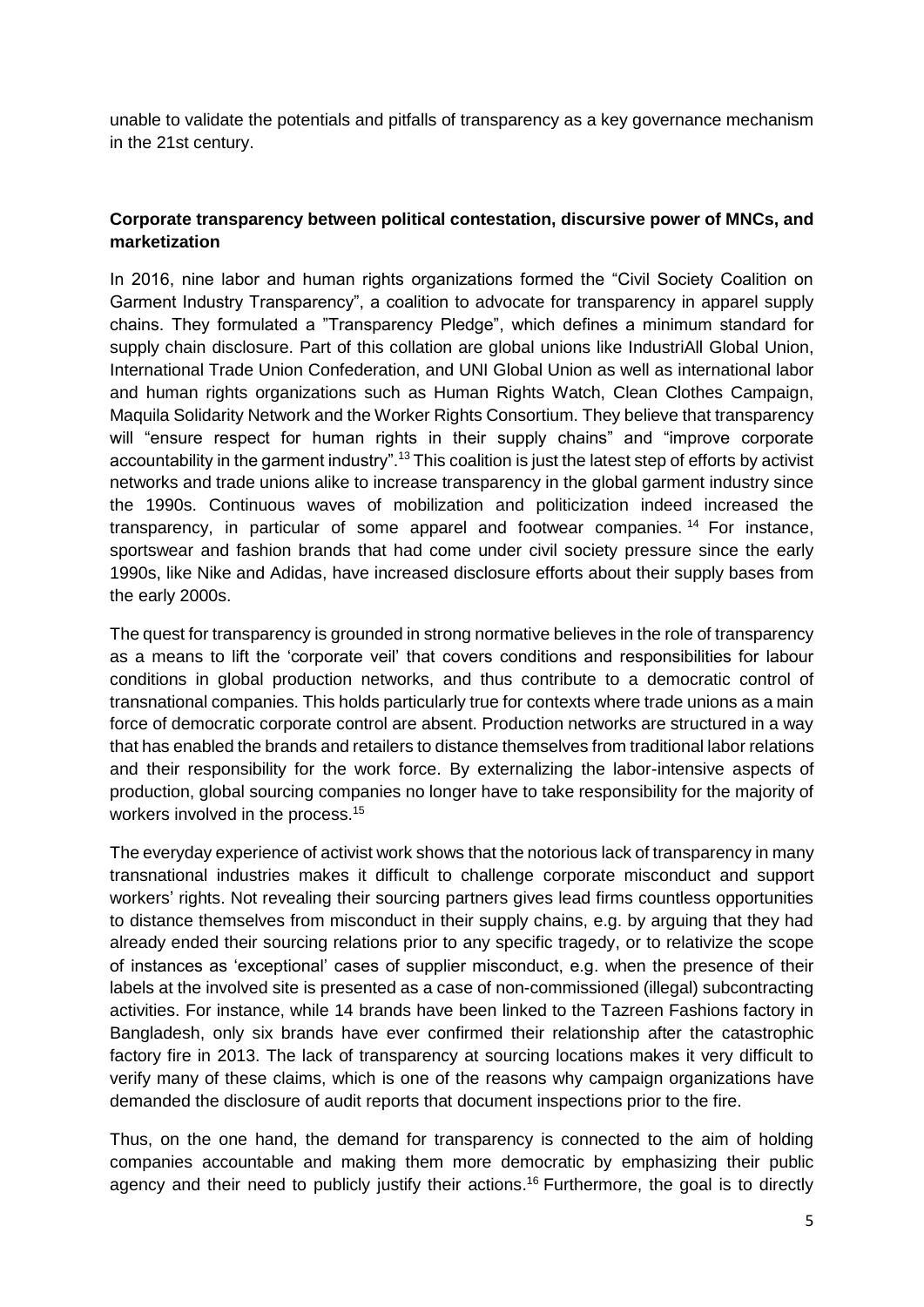unable to validate the potentials and pitfalls of transparency as a key governance mechanism in the 21st century.

**Corporate transparency between political contestation, discursive power of MNCs, and marketization**

In 2016, nine labor and human rights organizations formed the "Civil Society Coalition on Garment Industry Transparency", a coalition to advocate for transparency in apparel supply chains. They formulated a "Transparency Pledge", which defines a minimum standard for supply chain disclosure. Part of this collation are global unions like IndustriAll Global Union, International Trade Union Confederation, and UNI Global Union as well as international labor and human rights organizations such as Human Rights Watch, Clean Clothes Campaign, Maquila Solidarity Network and the Worker Rights Consortium. They believe that transparency will "ensure respect for human rights in their supply chains" and "improve corporate accountability in the garment industry".[13] This coalition is just the latest step of efforts by activist networks and trade unions alike to increase transparency in the global garment industry since the 1990s. Continuous waves of mobilization and politicization indeed increased the transparency, in particular of some apparel and footwear companies.[14] For instance, sportswear and fashion brands that had come under civil society pressure since the early 1990s, like Nike and Adidas, have increased disclosure efforts about their supply bases from the early 2000s.

The quest for transparency is grounded in strong normative believes in the role of transparency as a means to lift the 'corporate veil' that covers conditions and responsibilities for labour conditions in global production networks, and thus contribute to a democratic control of transnational companies. This holds particularly true for contexts where trade unions as a main force of democratic corporate control are absent. Production networks are structured in a way that has enabled the brands and retailers to distance themselves from traditional labor relations and their responsibility for the work force. By externalizing the labor-intensive aspects of production, global sourcing companies no longer have to take responsibility for the majority of workers involved in the process.[15]

The everyday experience of activist work shows that the notorious lack of transparency in many transnational industries makes it difficult to challenge corporate misconduct and support workers' rights. Not revealing their sourcing partners gives lead firms countless opportunities to distance themselves from misconduct in their supply chains, e.g. by arguing that they had already ended their sourcing relations prior to any specific tragedy, or to relativize the scope of instances as 'exceptional' cases of supplier misconduct, e.g. when the presence of their labels at the involved site is presented as a case of non-commissioned (illegal) subcontracting activities. For instance, while 14 brands have been linked to the Tazreen Fashions factory in Bangladesh, only six brands have ever confirmed their relationship after the catastrophic factory fire in 2013. The lack of transparency at sourcing locations makes it very difficult to verify many of these claims, which is one of the reasons why campaign organizations have demanded the disclosure of audit reports that document inspections prior to the fire.

Thus, on the one hand, the demand for transparency is connected to the aim of holding companies accountable and making them more democratic by emphasizing their public agency and their need to publicly justify their actions.[16] Furthermore, the goal is to directly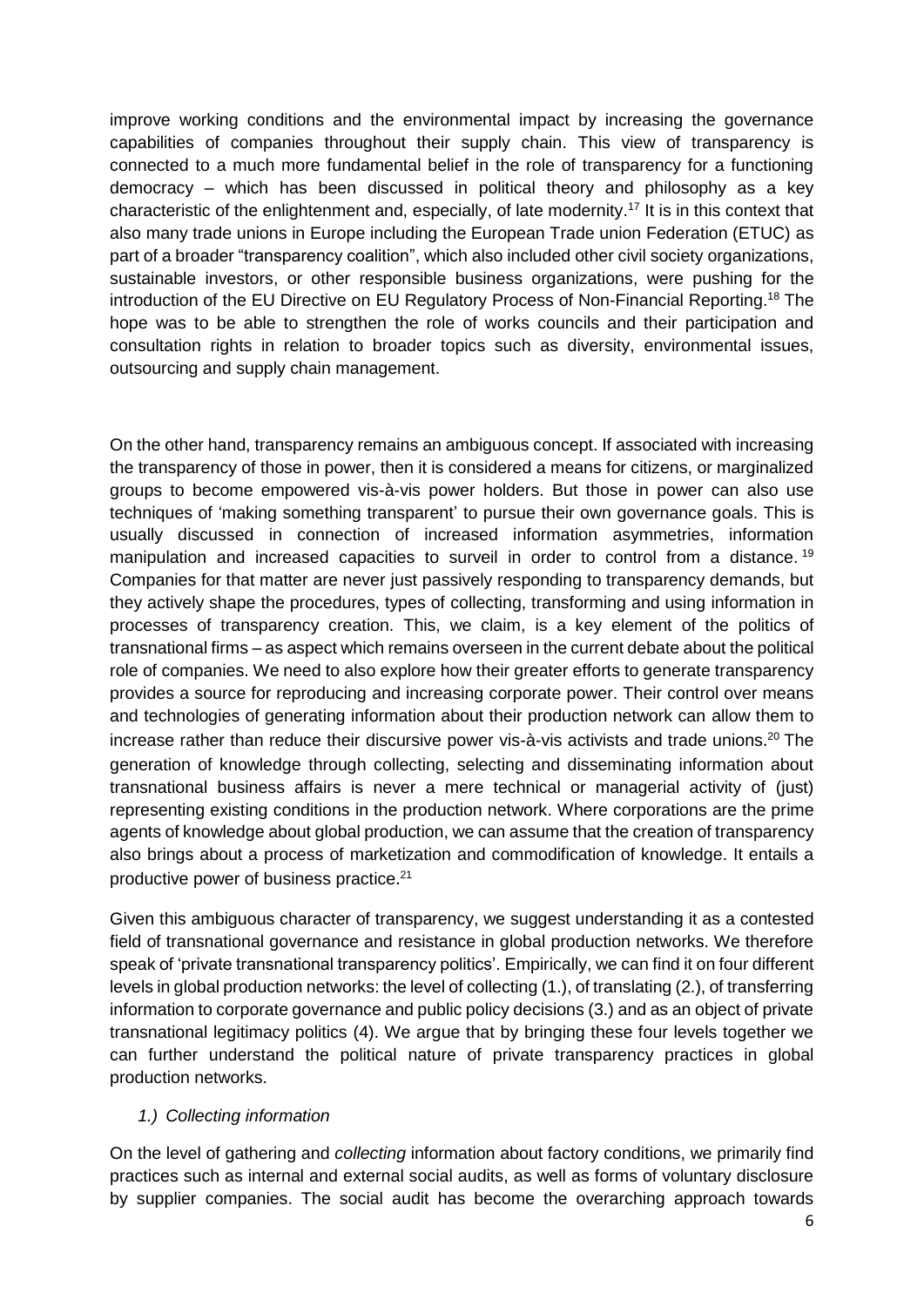improve working conditions and the environmental impact by increasing the governance capabilities of companies throughout their supply chain. This view of transparency is connected to a much more fundamental belief in the role of transparency for a functioning democracy – which has been discussed in political theory and philosophy as a key characteristic of the enlightenment and, especially, of late modernity.[17] It is in this context that also many trade unions in Europe including the European Trade union Federation (ETUC) as part of a broader "transparency coalition", which also included other civil society organizations, sustainable investors, or other responsible business organizations, were pushing for the introduction of the EU Directive on EU Regulatory Process of Non-Financial Reporting.[18] The hope was to be able to strengthen the role of works councils and their participation and consultation rights in relation to broader topics such as diversity, environmental issues, outsourcing and supply chain management.

On the other hand, transparency remains an ambiguous concept. If associated with increasing the transparency of those in power, then it is considered a means for citizens, or marginalized groups to become empowered vis-à-vis power holders. But those in power can also use techniques of 'making something transparent' to pursue their own governance goals. This is usually discussed in connection of increased information asymmetries, information manipulation and increased capacities to surveil in order to control from a distance.[19] Companies for that matter are never just passively responding to transparency demands, but they actively shape the procedures, types of collecting, transforming and using information in processes of transparency creation. This, we claim, is a key element of the politics of transnational firms – as aspect which remains overseen in the current debate about the political role of companies. We need to also explore how their greater efforts to generate transparency provides a source for reproducing and increasing corporate power. Their control over means and technologies of generating information about their production network can allow them to increase rather than reduce their discursive power vis-à-vis activists and trade unions.[20] The generation of knowledge through collecting, selecting and disseminating information about transnational business affairs is never a mere technical or managerial activity of (just) representing existing conditions in the production network. Where corporations are the prime agents of knowledge about global production, we can assume that the creation of transparency also brings about a process of marketization and commodification of knowledge. It entails a productive power of business practice.[21]

Given this ambiguous character of transparency, we suggest understanding it as a contested field of transnational governance and resistance in global production networks. We therefore speak of 'private transnational transparency politics'. Empirically, we can find it on four different levels in global production networks: the level of collecting (1.), of translating (2.), of transferring information to corporate governance and public policy decisions (3.) and as an object of private transnational legitimacy politics (4). We argue that by bringing these four levels together we can further understand the political nature of private transparency practices in global production networks.

### *1.) Collecting information*

On the level of gathering and *collecting* information about factory conditions, we primarily find practices such as internal and external social audits, as well as forms of voluntary disclosure by supplier companies. The social audit has become the overarching approach towards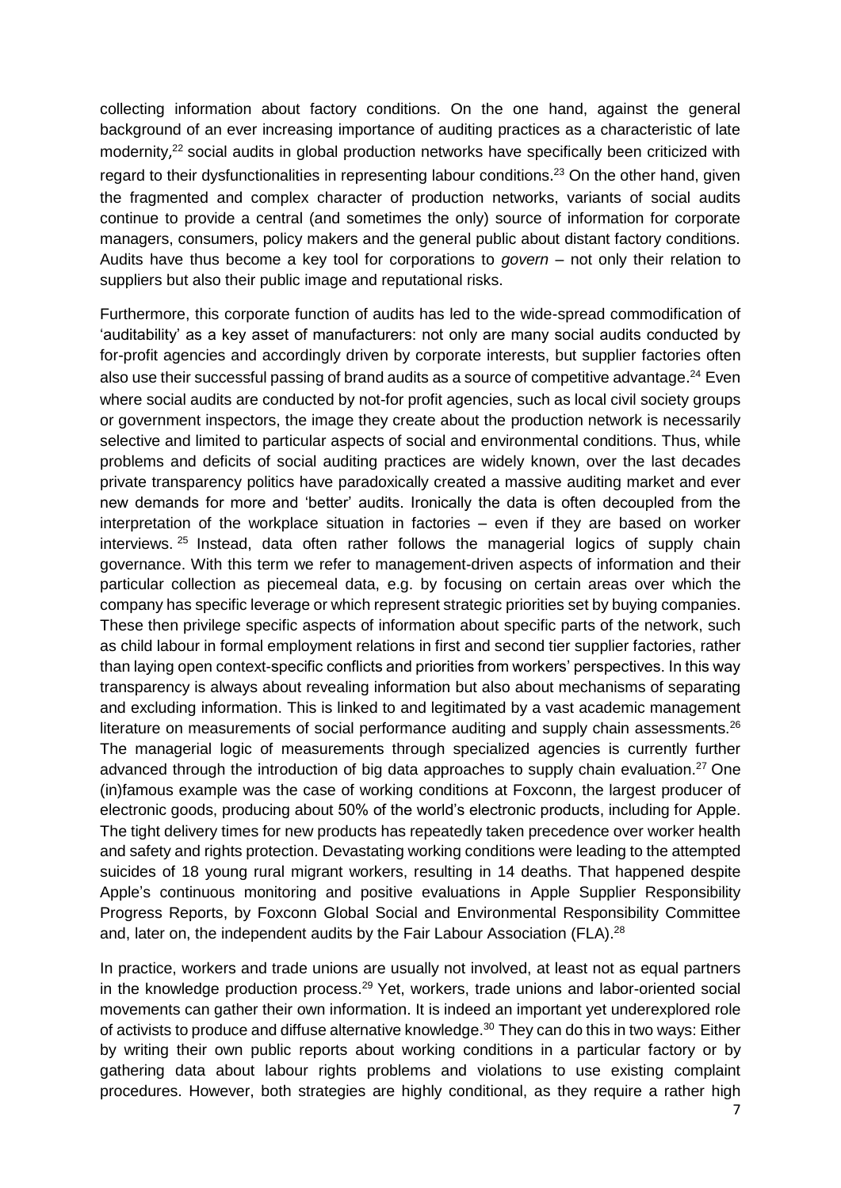collecting information about factory conditions. On the one hand, against the general background of an ever increasing importance of auditing practices as a characteristic of late modernity,[22] social audits in global production networks have specifically been criticized with regard to their dysfunctionalities in representing labour conditions.[23] On the other hand, given the fragmented and complex character of production networks, variants of social audits continue to provide a central (and sometimes the only) source of information for corporate managers, consumers, policy makers and the general public about distant factory conditions. Audits have thus become a key tool for corporations to *govern* – not only their relation to suppliers but also their public image and reputational risks.

Furthermore, this corporate function of audits has led to the wide-spread commodification of 'auditability' as a key asset of manufacturers: not only are many social audits conducted by for-profit agencies and accordingly driven by corporate interests, but supplier factories often also use their successful passing of brand audits as a source of competitive advantage.[24] Even where social audits are conducted by not-for profit agencies, such as local civil society groups or government inspectors, the image they create about the production network is necessarily selective and limited to particular aspects of social and environmental conditions. Thus, while problems and deficits of social auditing practices are widely known, over the last decades private transparency politics have paradoxically created a massive auditing market and ever new demands for more and 'better' audits. Ironically the data is often decoupled from the interpretation of the workplace situation in factories – even if they are based on worker interviews.[25] Instead, data often rather follows the managerial logics of supply chain governance. With this term we refer to management-driven aspects of information and their particular collection as piecemeal data, e.g. by focusing on certain areas over which the company has specific leverage or which represent strategic priorities set by buying companies. These then privilege specific aspects of information about specific parts of the network, such as child labour in formal employment relations in first and second tier supplier factories, rather than laying open context-specific conflicts and priorities from workers' perspectives. In this way transparency is always about revealing information but also about mechanisms of separating and excluding information. This is linked to and legitimated by a vast academic management literature on measurements of social performance auditing and supply chain assessments.[26] The managerial logic of measurements through specialized agencies is currently further advanced through the introduction of big data approaches to supply chain evaluation.[27] One (in)famous example was the case of working conditions at Foxconn, the largest producer of electronic goods, producing about 50% of the world's electronic products, including for Apple. The tight delivery times for new products has repeatedly taken precedence over worker health and safety and rights protection. Devastating working conditions were leading to the attempted suicides of 18 young rural migrant workers, resulting in 14 deaths. That happened despite Apple's continuous monitoring and positive evaluations in Apple Supplier Responsibility Progress Reports, by Foxconn Global Social and Environmental Responsibility Committee and, later on, the independent audits by the Fair Labour Association (FLA).[28]

In practice, workers and trade unions are usually not involved, at least not as equal partners in the knowledge production process.[29] Yet, workers, trade unions and labor-oriented social movements can gather their own information. It is indeed an important yet underexplored role of activists to produce and diffuse alternative knowledge.[30] They can do this in two ways: Either by writing their own public reports about working conditions in a particular factory or by gathering data about labour rights problems and violations to use existing complaint procedures. However, both strategies are highly conditional, as they require a rather high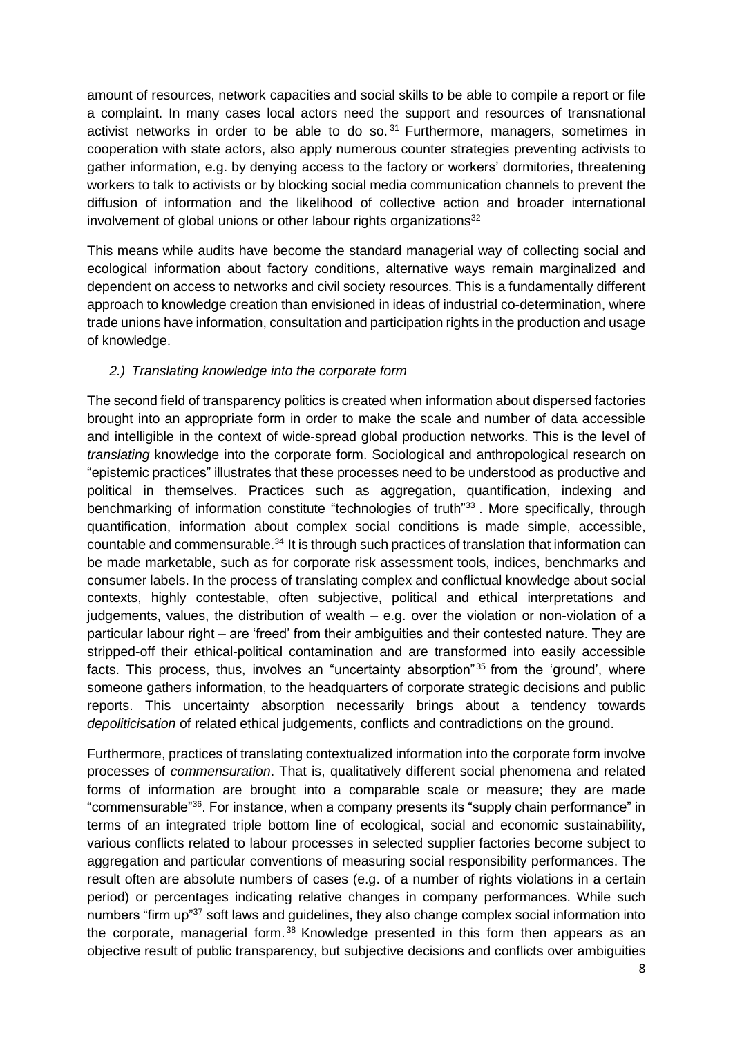amount of resources, network capacities and social skills to be able to compile a report or file a complaint. In many cases local actors need the support and resources of transnational activist networks in order to be able to do so.[31] Furthermore, managers, sometimes in cooperation with state actors, also apply numerous counter strategies preventing activists to gather information, e.g. by denying access to the factory or workers' dormitories, threatening workers to talk to activists or by blocking social media communication channels to prevent the diffusion of information and the likelihood of collective action and broader international involvement of global unions or other labour rights organizations[32]

This means while audits have become the standard managerial way of collecting social and ecological information about factory conditions, alternative ways remain marginalized and dependent on access to networks and civil society resources. This is a fundamentally different approach to knowledge creation than envisioned in ideas of industrial co-determination, where trade unions have information, consultation and participation rights in the production and usage of knowledge.

### *2.) Translating knowledge into the corporate form*

The second field of transparency politics is created when information about dispersed factories brought into an appropriate form in order to make the scale and number of data accessible and intelligible in the context of wide-spread global production networks. This is the level of *translating* knowledge into the corporate form. Sociological and anthropological research on "epistemic practices" illustrates that these processes need to be understood as productive and political in themselves. Practices such as aggregation, quantification, indexing and benchmarking of information constitute "technologies of truth"[33]. More specifically, through quantification, information about complex social conditions is made simple, accessible, countable and commensurable.[34] It is through such practices of translation that information can be made marketable, such as for corporate risk assessment tools, indices, benchmarks and consumer labels. In the process of translating complex and conflictual knowledge about social contexts, highly contestable, often subjective, political and ethical interpretations and judgements, values, the distribution of wealth – e.g. over the violation or non-violation of a particular labour right – are 'freed' from their ambiguities and their contested nature. They are stripped-off their ethical-political contamination and are transformed into easily accessible facts. This process, thus, involves an "uncertainty absorption"[35] from the 'ground', where someone gathers information, to the headquarters of corporate strategic decisions and public reports. This uncertainty absorption necessarily brings about a tendency towards *depoliticisation* of related ethical judgements, conflicts and contradictions on the ground.

Furthermore, practices of translating contextualized information into the corporate form involve processes of *commensuration*. That is, qualitatively different social phenomena and related forms of information are brought into a comparable scale or measure; they are made "commensurable"[36]. For instance, when a company presents its "supply chain performance" in terms of an integrated triple bottom line of ecological, social and economic sustainability, various conflicts related to labour processes in selected supplier factories become subject to aggregation and particular conventions of measuring social responsibility performances. The result often are absolute numbers of cases (e.g. of a number of rights violations in a certain period) or percentages indicating relative changes in company performances. While such numbers "firm up"[37] soft laws and guidelines, they also change complex social information into the corporate, managerial form.[38] Knowledge presented in this form then appears as an objective result of public transparency, but subjective decisions and conflicts over ambiguities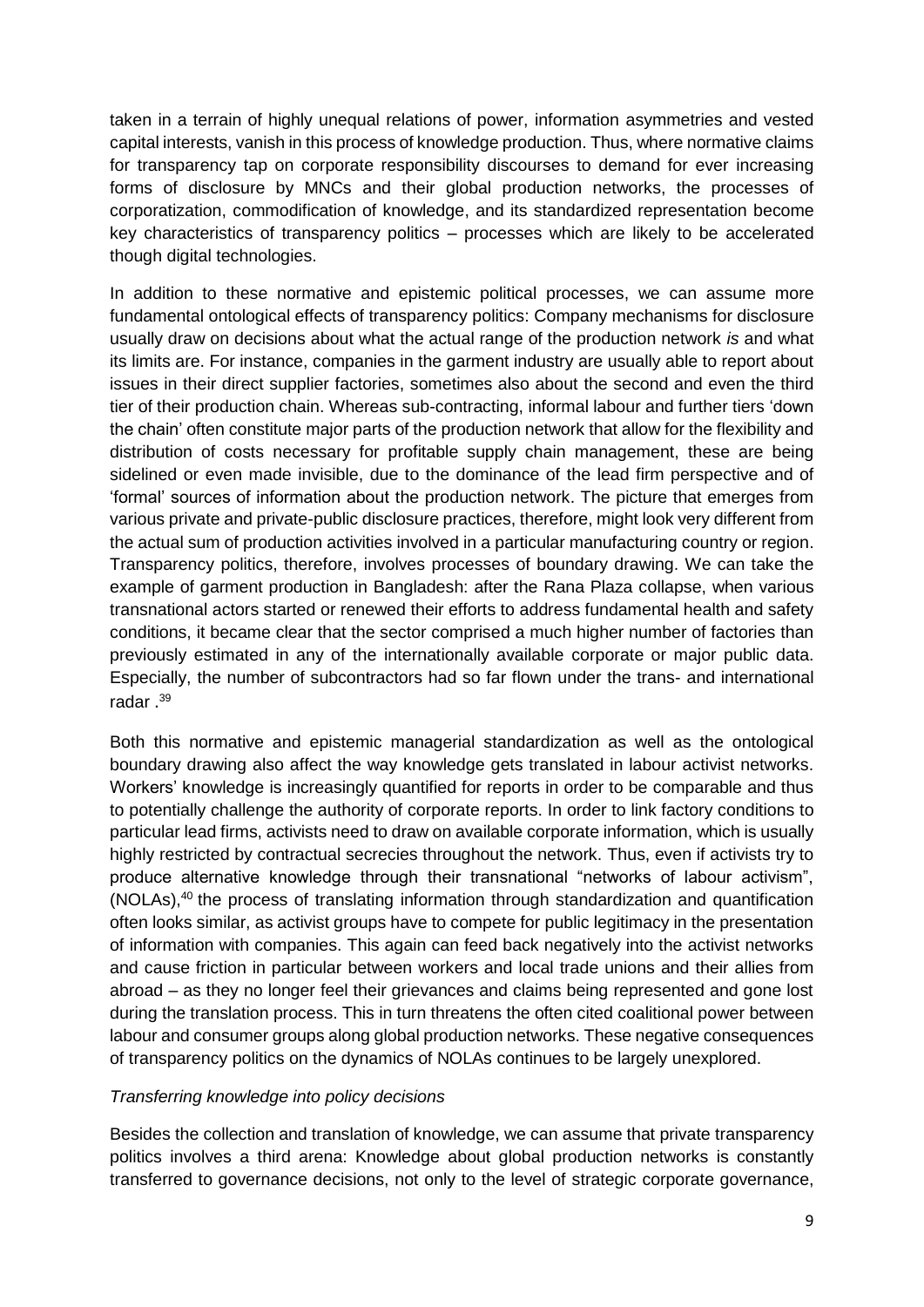taken in a terrain of highly unequal relations of power, information asymmetries and vested capital interests, vanish in this process of knowledge production. Thus, where normative claims for transparency tap on corporate responsibility discourses to demand for ever increasing forms of disclosure by MNCs and their global production networks, the processes of corporatization, commodification of knowledge, and its standardized representation become key characteristics of transparency politics – processes which are likely to be accelerated though digital technologies.

In addition to these normative and epistemic political processes, we can assume more fundamental ontological effects of transparency politics: Company mechanisms for disclosure usually draw on decisions about what the actual range of the production network *is* and what its limits are. For instance, companies in the garment industry are usually able to report about issues in their direct supplier factories, sometimes also about the second and even the third tier of their production chain. Whereas sub-contracting, informal labour and further tiers 'down the chain' often constitute major parts of the production network that allow for the flexibility and distribution of costs necessary for profitable supply chain management, these are being sidelined or even made invisible, due to the dominance of the lead firm perspective and of 'formal' sources of information about the production network. The picture that emerges from various private and private-public disclosure practices, therefore, might look very different from the actual sum of production activities involved in a particular manufacturing country or region. Transparency politics, therefore, involves processes of boundary drawing. We can take the example of garment production in Bangladesh: after the Rana Plaza collapse, when various transnational actors started or renewed their efforts to address fundamental health and safety conditions, it became clear that the sector comprised a much higher number of factories than previously estimated in any of the internationally available corporate or major public data. Especially, the number of subcontractors had so far flown under the trans- and international radar .[39]

Both this normative and epistemic managerial standardization as well as the ontological boundary drawing also affect the way knowledge gets translated in labour activist networks. Workers' knowledge is increasingly quantified for reports in order to be comparable and thus to potentially challenge the authority of corporate reports. In order to link factory conditions to particular lead firms, activists need to draw on available corporate information, which is usually highly restricted by contractual secrecies throughout the network. Thus, even if activists try to produce alternative knowledge through their transnational "networks of labour activism", (NOLAs),[40] the process of translating information through standardization and quantification often looks similar, as activist groups have to compete for public legitimacy in the presentation of information with companies. This again can feed back negatively into the activist networks and cause friction in particular between workers and local trade unions and their allies from abroad – as they no longer feel their grievances and claims being represented and gone lost during the translation process. This in turn threatens the often cited coalitional power between labour and consumer groups along global production networks. These negative consequences of transparency politics on the dynamics of NOLAs continues to be largely unexplored.

*Transferring knowledge into policy decisions*

Besides the collection and translation of knowledge, we can assume that private transparency politics involves a third arena: Knowledge about global production networks is constantly transferred to governance decisions, not only to the level of strategic corporate governance,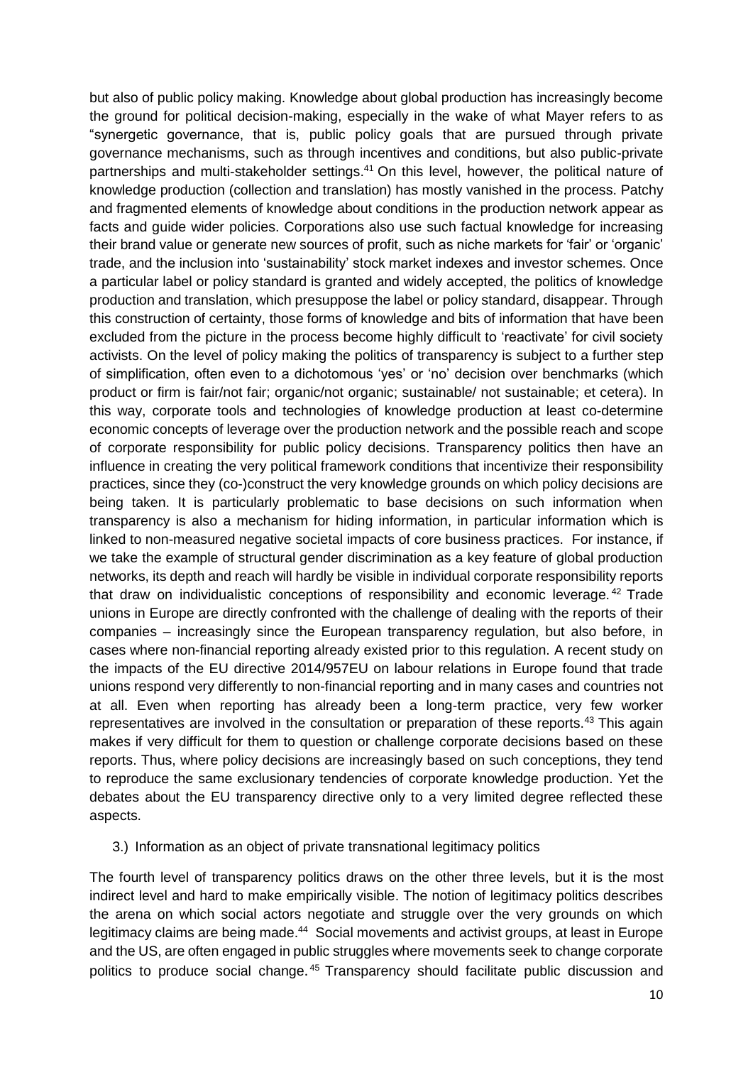but also of public policy making. Knowledge about global production has increasingly become the ground for political decision-making, especially in the wake of what Mayer refers to as "synergetic governance, that is, public policy goals that are pursued through private governance mechanisms, such as through incentives and conditions, but also public-private partnerships and multi-stakeholder settings.[41] On this level, however, the political nature of knowledge production (collection and translation) has mostly vanished in the process. Patchy and fragmented elements of knowledge about conditions in the production network appear as facts and guide wider policies. Corporations also use such factual knowledge for increasing their brand value or generate new sources of profit, such as niche markets for 'fair' or 'organic' trade, and the inclusion into 'sustainability' stock market indexes and investor schemes. Once a particular label or policy standard is granted and widely accepted, the politics of knowledge production and translation, which presuppose the label or policy standard, disappear. Through this construction of certainty, those forms of knowledge and bits of information that have been excluded from the picture in the process become highly difficult to 'reactivate' for civil society activists. On the level of policy making the politics of transparency is subject to a further step of simplification, often even to a dichotomous 'yes' or 'no' decision over benchmarks (which product or firm is fair/not fair; organic/not organic; sustainable/ not sustainable; et cetera). In this way, corporate tools and technologies of knowledge production at least co-determine economic concepts of leverage over the production network and the possible reach and scope of corporate responsibility for public policy decisions. Transparency politics then have an influence in creating the very political framework conditions that incentivize their responsibility practices, since they (co-)construct the very knowledge grounds on which policy decisions are being taken. It is particularly problematic to base decisions on such information when transparency is also a mechanism for hiding information, in particular information which is linked to non-measured negative societal impacts of core business practices. For instance, if we take the example of structural gender discrimination as a key feature of global production networks, its depth and reach will hardly be visible in individual corporate responsibility reports that draw on individualistic conceptions of responsibility and economic leverage.[42] Trade unions in Europe are directly confronted with the challenge of dealing with the reports of their companies – increasingly since the European transparency regulation, but also before, in cases where non-financial reporting already existed prior to this regulation. A recent study on the impacts of the EU directive 2014/957EU on labour relations in Europe found that trade unions respond very differently to non-financial reporting and in many cases and countries not at all. Even when reporting has already been a long-term practice, very few worker representatives are involved in the consultation or preparation of these reports.[43] This again makes if very difficult for them to question or challenge corporate decisions based on these reports. Thus, where policy decisions are increasingly based on such conceptions, they tend to reproduce the same exclusionary tendencies of corporate knowledge production. Yet the debates about the EU transparency directive only to a very limited degree reflected these aspects.

### 3.) Information as an object of private transnational legitimacy politics

The fourth level of transparency politics draws on the other three levels, but it is the most indirect level and hard to make empirically visible. The notion of legitimacy politics describes the arena on which social actors negotiate and struggle over the very grounds on which legitimacy claims are being made.[44] Social movements and activist groups, at least in Europe and the US, are often engaged in public struggles where movements seek to change corporate politics to produce social change.[45] Transparency should facilitate public discussion and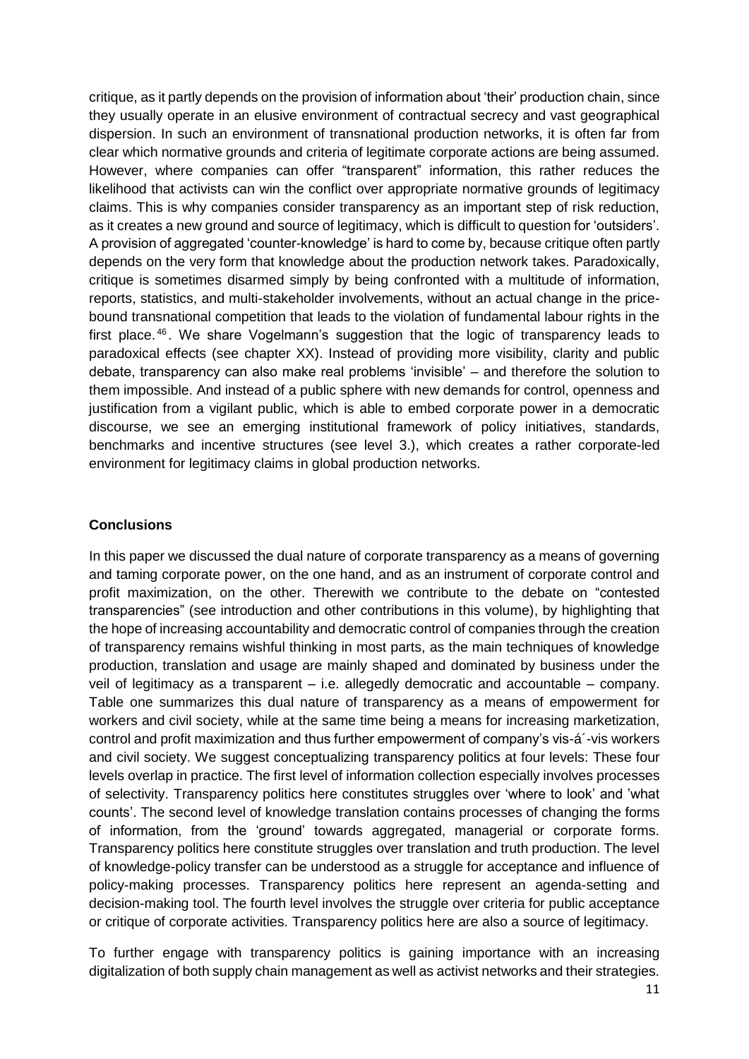critique, as it partly depends on the provision of information about 'their' production chain, since they usually operate in an elusive environment of contractual secrecy and vast geographical dispersion. In such an environment of transnational production networks, it is often far from clear which normative grounds and criteria of legitimate corporate actions are being assumed. However, where companies can offer "transparent" information, this rather reduces the likelihood that activists can win the conflict over appropriate normative grounds of legitimacy claims. This is why companies consider transparency as an important step of risk reduction, as it creates a new ground and source of legitimacy, which is difficult to question for 'outsiders'. A provision of aggregated 'counter-knowledge' is hard to come by, because critique often partly depends on the very form that knowledge about the production network takes. Paradoxically, critique is sometimes disarmed simply by being confronted with a multitude of information, reports, statistics, and multi-stakeholder involvements, without an actual change in the price-bound transnational competition that leads to the violation of fundamental labour rights in the first place.[46]. We share Vogelmann's suggestion that the logic of transparency leads to paradoxical effects (see chapter XX). Instead of providing more visibility, clarity and public debate, transparency can also make real problems 'invisible' – and therefore the solution to them impossible. And instead of a public sphere with new demands for control, openness and justification from a vigilant public, which is able to embed corporate power in a democratic discourse, we see an emerging institutional framework of policy initiatives, standards, benchmarks and incentive structures (see level 3.), which creates a rather corporate-led environment for legitimacy claims in global production networks.

## Conclusions

In this paper we discussed the dual nature of corporate transparency as a means of governing and taming corporate power, on the one hand, and as an instrument of corporate control and profit maximization, on the other. Therewith we contribute to the debate on "contested transparencies" (see introduction and other contributions in this volume), by highlighting that the hope of increasing accountability and democratic control of companies through the creation of transparency remains wishful thinking in most parts, as the main techniques of knowledge production, translation and usage are mainly shaped and dominated by business under the veil of legitimacy as a transparent – i.e. allegedly democratic and accountable – company. Table one summarizes this dual nature of transparency as a means of empowerment for workers and civil society, while at the same time being a means for increasing marketization, control and profit maximization and thus further empowerment of company's vis-á´-vis workers and civil society. We suggest conceptualizing transparency politics at four levels: These four levels overlap in practice. The first level of information collection especially involves processes of selectivity. Transparency politics here constitutes struggles over 'where to look' and 'what counts'. The second level of knowledge translation contains processes of changing the forms of information, from the 'ground' towards aggregated, managerial or corporate forms. Transparency politics here constitute struggles over translation and truth production. The level of knowledge-policy transfer can be understood as a struggle for acceptance and influence of policy-making processes. Transparency politics here represent an agenda-setting and decision-making tool. The fourth level involves the struggle over criteria for public acceptance or critique of corporate activities. Transparency politics here are also a source of legitimacy.

To further engage with transparency politics is gaining importance with an increasing digitalization of both supply chain management as well as activist networks and their strategies.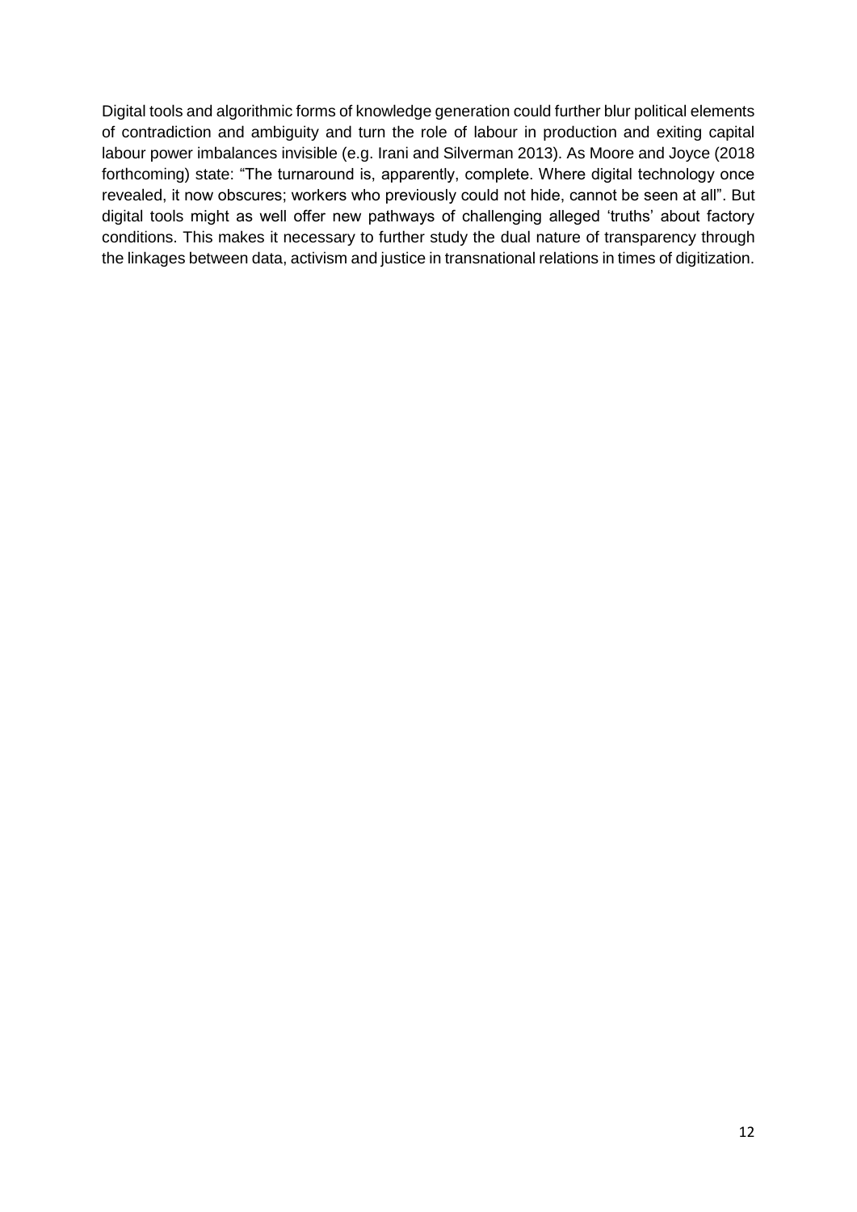Digital tools and algorithmic forms of knowledge generation could further blur political elements of contradiction and ambiguity and turn the role of labour in production and exiting capital labour power imbalances invisible (e.g. Irani and Silverman 2013). As Moore and Joyce (2018 forthcoming) state: "The turnaround is, apparently, complete. Where digital technology once revealed, it now obscures; workers who previously could not hide, cannot be seen at all". But digital tools might as well offer new pathways of challenging alleged 'truths' about factory conditions. This makes it necessary to further study the dual nature of transparency through the linkages between data, activism and justice in transnational relations in times of digitization.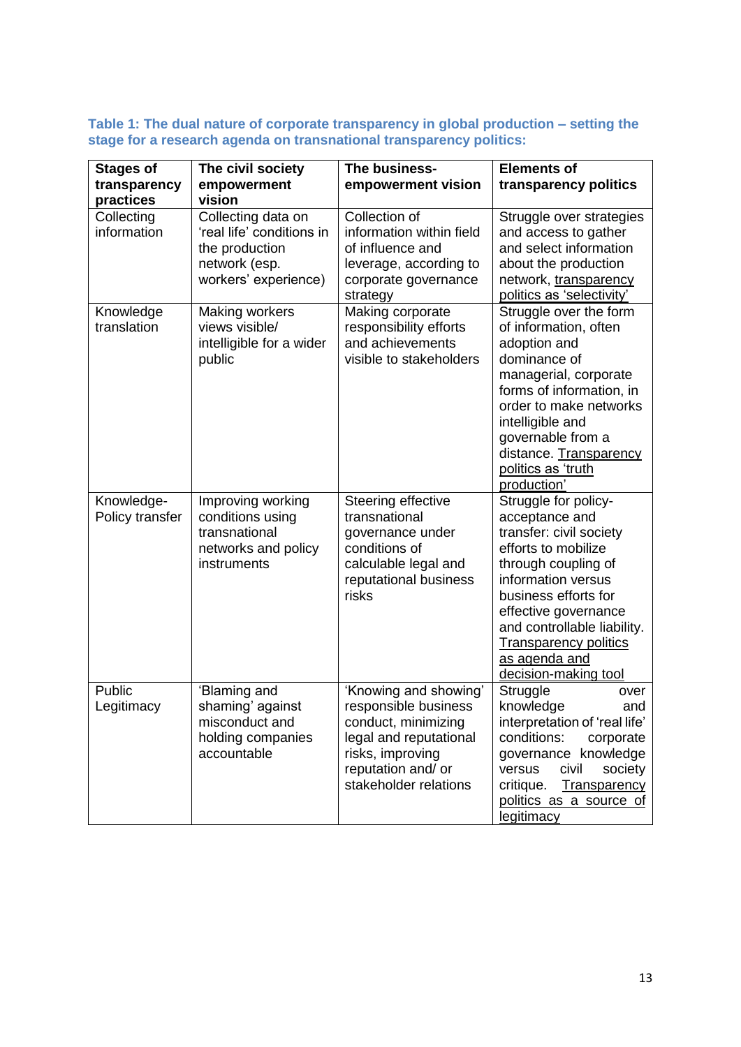**Table 1: The dual nature of corporate transparency in global production – setting the stage for a research agenda on transnational transparency politics:**

| Stages of transparency practices | The civil society empowerment vision | The business-empowerment vision | Elements of transparency politics |
|---|---|---|---|
| Collecting information | Collecting data on 'real life' conditions in the production network (esp. workers' experience) | Collection of information within field of influence and leverage, according to corporate governance strategy | Struggle over strategies and access to gather and select information about the production network, transparency politics as 'selectivity' |
| Knowledge translation | Making workers views visible/ intelligible for a wider public | Making corporate responsibility efforts and achievements visible to stakeholders | Struggle over the form of information, often adoption and dominance of managerial, corporate forms of information, in order to make networks intelligible and governable from a distance. Transparency politics as 'truth production' |
| Knowledge-Policy transfer | Improving working conditions using transnational networks and policy instruments | Steering effective transnational governance under conditions of calculable legal and reputational business risks | Struggle for policy-acceptance and transfer: civil society efforts to mobilize through coupling of information versus business efforts for effective governance and controllable liability. Transparency politics as agenda and decision-making tool |
| Public Legitimacy | 'Blaming and shaming' against misconduct and holding companies accountable | 'Knowing and showing' responsible business conduct, minimizing legal and reputational risks, improving reputation and/ or stakeholder relations | Struggle over knowledge and interpretation of 'real life' conditions: corporate governance knowledge versus civil society critique. Transparency politics as a source of legitimacy |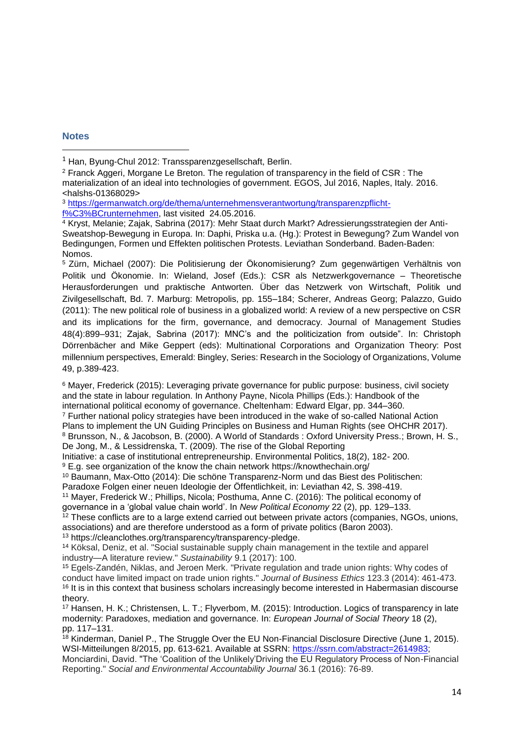## Notes

[1] Han, Byung-Chul 2012: Transsparenzgesellschaft, Berlin.

[2] Franck Aggeri, Morgane Le Breton. The regulation of transparency in the field of CSR : The materialization of an ideal into technologies of government. EGOS, Jul 2016, Naples, Italy. 2016. <halshs-01368029>

[3] https://germanwatch.org/de/thema/unternehmensverantwortung/transparenzpflicht-f%C3%BCrunternehmen, last visited 24.05.2016.

[4] Kryst, Melanie; Zajak, Sabrina (2017): Mehr Staat durch Markt? Adressierungsstrategien der Anti-Sweatshop-Bewegung in Europa. In: Daphi, Priska u.a. (Hg.): Protest in Bewegung? Zum Wandel von Bedingungen, Formen und Effekten politischen Protests. Leviathan Sonderband. Baden-Baden: Nomos.

[5] Zürn, Michael (2007): Die Politisierung der Ökonomisierung? Zum gegenwärtigen Verhältnis von Politik und Ökonomie. In: Wieland, Josef (Eds.): CSR als Netzwerkgovernance – Theoretische Herausforderungen und praktische Antworten. Über das Netzwerk von Wirtschaft, Politik und Zivilgesellschaft, Bd. 7. Marburg: Metropolis, pp. 155–184; Scherer, Andreas Georg; Palazzo, Guido (2011): The new political role of business in a globalized world: A review of a new perspective on CSR and its implications for the firm, governance, and democracy. Journal of Management Studies 48(4):899–931; Zajak, Sabrina (2017): MNC's and the politicization from outside". In: Christoph Dörrenbächer and Mike Geppert (eds): Multinational Corporations and Organization Theory: Post millennium perspectives, Emerald: Bingley, Series: Research in the Sociology of Organizations, Volume 49, p.389-423.

[6] Mayer, Frederick (2015): Leveraging private governance for public purpose: business, civil society and the state in labour regulation. In Anthony Payne, Nicola Phillips (Eds.): Handbook of the international political economy of governance. Cheltenham: Edward Elgar, pp. 344–360.

[7] Further national policy strategies have been introduced in the wake of so-called National Action Plans to implement the UN Guiding Principles on Business and Human Rights (see OHCHR 2017).

[8] Brunsson, N., & Jacobson, B. (2000). A World of Standards : Oxford University Press.; Brown, H. S., De Jong, M., & Lessidrenska, T. (2009). The rise of the Global Reporting Initiative: a case of institutional entrepreneurship. Environmental Politics, 18(2), 182- 200.

[9] E.g. see organization of the know the chain network https://knowthechain.org/

[10] Baumann, Max-Otto (2014): Die schöne Transparenz-Norm und das Biest des Politischen: Paradoxe Folgen einer neuen Ideologie der Öffentlichkeit, in: Leviathan 42, S. 398-419.

[11] Mayer, Frederick W.; Phillips, Nicola; Posthuma, Anne C. (2016): The political economy of governance in a 'global value chain world'. In *New Political Economy* 22 (2), pp. 129–133.

[12] These conflicts are to a large extend carried out between private actors (companies, NGOs, unions, associations) and are therefore understood as a form of private politics (Baron 2003).

[13] https://cleanclothes.org/transparency/transparency-pledge.

[14] Köksal, Deniz, et al. "Social sustainable supply chain management in the textile and apparel industry—A literature review." *Sustainability* 9.1 (2017): 100.

[15] Egels-Zandén, Niklas, and Jeroen Merk. "Private regulation and trade union rights: Why codes of conduct have limited impact on trade union rights." *Journal of Business Ethics* 123.3 (2014): 461-473.

[16] It is in this context that business scholars increasingly become interested in Habermasian discourse theory.

[17] Hansen, H. K.; Christensen, L. T.; Flyverbom, M. (2015): Introduction. Logics of transparency in late modernity: Paradoxes, mediation and governance. In: *European Journal of Social Theory* 18 (2), pp. 117–131.

[18] Kinderman, Daniel P., The Struggle Over the EU Non-Financial Disclosure Directive (June 1, 2015). WSI-Mitteilungen 8/2015, pp. 613-621. Available at SSRN: https://ssrn.com/abstract=2614983; Monciardini, David. "The 'Coalition of the Unlikely'Driving the EU Regulatory Process of Non-Financial Reporting." *Social and Environmental Accountability Journal* 36.1 (2016): 76-89.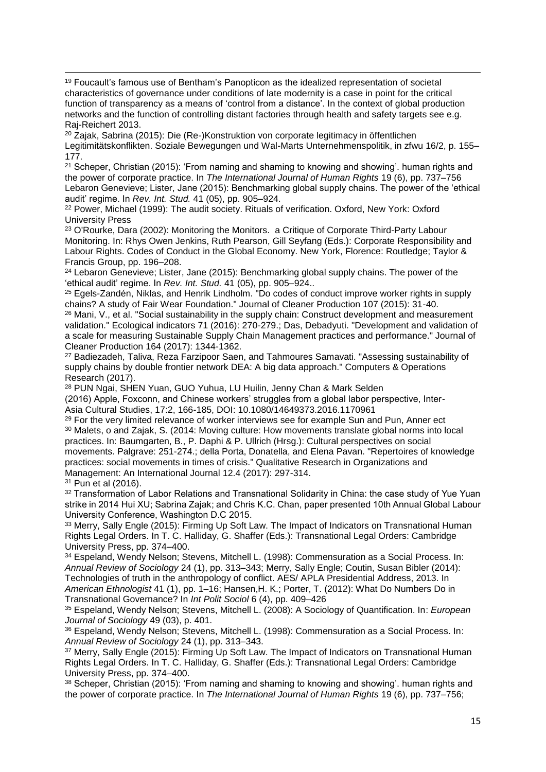[19] Foucault's famous use of Bentham's Panopticon as the idealized representation of societal characteristics of governance under conditions of late modernity is a case in point for the critical function of transparency as a means of 'control from a distance'. In the context of global production networks and the function of controlling distant factories through health and safety targets see e.g. Raj-Reichert 2013.

[20] Zajak, Sabrina (2015): Die (Re-)Konstruktion von corporate legitimacy in öffentlichen Legitimitätskonflikten. Soziale Bewegungen und Wal-Marts Unternehmenspolitik, in zfwu 16/2, p. 155–177.

[21] Scheper, Christian (2015): 'From naming and shaming to knowing and showing'. human rights and the power of corporate practice. In *The International Journal of Human Rights* 19 (6), pp. 737–756 Lebaron Genevieve; Lister, Jane (2015): Benchmarking global supply chains. The power of the 'ethical audit' regime. In *Rev. Int. Stud.* 41 (05), pp. 905–924.

[22] Power, Michael (1999): The audit society. Rituals of verification. Oxford, New York: Oxford University Press

[23] O'Rourke, Dara (2002): Monitoring the Monitors. a Critique of Corporate Third-Party Labour Monitoring. In: Rhys Owen Jenkins, Ruth Pearson, Gill Seyfang (Eds.): Corporate Responsibility and Labour Rights. Codes of Conduct in the Global Economy. New York, Florence: Routledge; Taylor & Francis Group, pp. 196–208.

[24] Lebaron Genevieve; Lister, Jane (2015): Benchmarking global supply chains. The power of the 'ethical audit' regime. In *Rev. Int. Stud.* 41 (05), pp. 905–924..

[25] Egels-Zandén, Niklas, and Henrik Lindholm. "Do codes of conduct improve worker rights in supply chains? A study of Fair Wear Foundation." Journal of Cleaner Production 107 (2015): 31-40.

[26] Mani, V., et al. "Social sustainability in the supply chain: Construct development and measurement validation." Ecological indicators 71 (2016): 270-279.; Das, Debadyuti. "Development and validation of a scale for measuring Sustainable Supply Chain Management practices and performance." Journal of Cleaner Production 164 (2017): 1344-1362.

[27] Badiezadeh, Taliva, Reza Farzipoor Saen, and Tahmoures Samavati. "Assessing sustainability of supply chains by double frontier network DEA: A big data approach." Computers & Operations Research (2017).

[28] PUN Ngai, SHEN Yuan, GUO Yuhua, LU Huilin, Jenny Chan & Mark Selden (2016) Apple, Foxconn, and Chinese workers' struggles from a global labor perspective, Inter-Asia Cultural Studies, 17:2, 166-185, DOI: 10.1080/14649373.2016.1170961

[29] For the very limited relevance of worker interviews see for example Sun and Pun, Anner ect

[30] Malets, o and Zajak, S. (2014: Moving culture: How movements translate global norms into local practices. In: Baumgarten, B., P. Daphi & P. Ullrich (Hrsg.): Cultural perspectives on social movements. Palgrave: 251-274.; della Porta, Donatella, and Elena Pavan. "Repertoires of knowledge practices: social movements in times of crisis." Qualitative Research in Organizations and Management: An International Journal 12.4 (2017): 297-314.

[31] Pun et al (2016).

[32] Transformation of Labor Relations and Transnational Solidarity in China: the case study of Yue Yuan strike in 2014 Hui XU; Sabrina Zajak; and Chris K.C. Chan, paper presented 10th Annual Global Labour University Conference, Washington D.C 2015.

[33] Merry, Sally Engle (2015): Firming Up Soft Law. The Impact of Indicators on Transnational Human Rights Legal Orders. In T. C. Halliday, G. Shaffer (Eds.): Transnational Legal Orders: Cambridge University Press, pp. 374–400.

[34] Espeland, Wendy Nelson; Stevens, Mitchell L. (1998): Commensuration as a Social Process. In: *Annual Review of Sociology* 24 (1), pp. 313–343; Merry, Sally Engle; Coutin, Susan Bibler (2014): Technologies of truth in the anthropology of conflict. AES/ APLA Presidential Address, 2013. In *American Ethnologist* 41 (1), pp. 1–16; Hansen,H. K.; Porter, T. (2012): What Do Numbers Do in Transnational Governance? In *Int Polit Sociol* 6 (4), pp. 409–426

[35] Espeland, Wendy Nelson; Stevens, Mitchell L. (2008): A Sociology of Quantification. In: *European Journal of Sociology* 49 (03), p. 401.

[36] Espeland, Wendy Nelson; Stevens, Mitchell L. (1998): Commensuration as a Social Process. In: *Annual Review of Sociology* 24 (1), pp. 313–343.

[37] Merry, Sally Engle (2015): Firming Up Soft Law. The Impact of Indicators on Transnational Human Rights Legal Orders. In T. C. Halliday, G. Shaffer (Eds.): Transnational Legal Orders: Cambridge University Press, pp. 374–400.

[38] Scheper, Christian (2015): 'From naming and shaming to knowing and showing'. human rights and the power of corporate practice. In *The International Journal of Human Rights* 19 (6), pp. 737–756;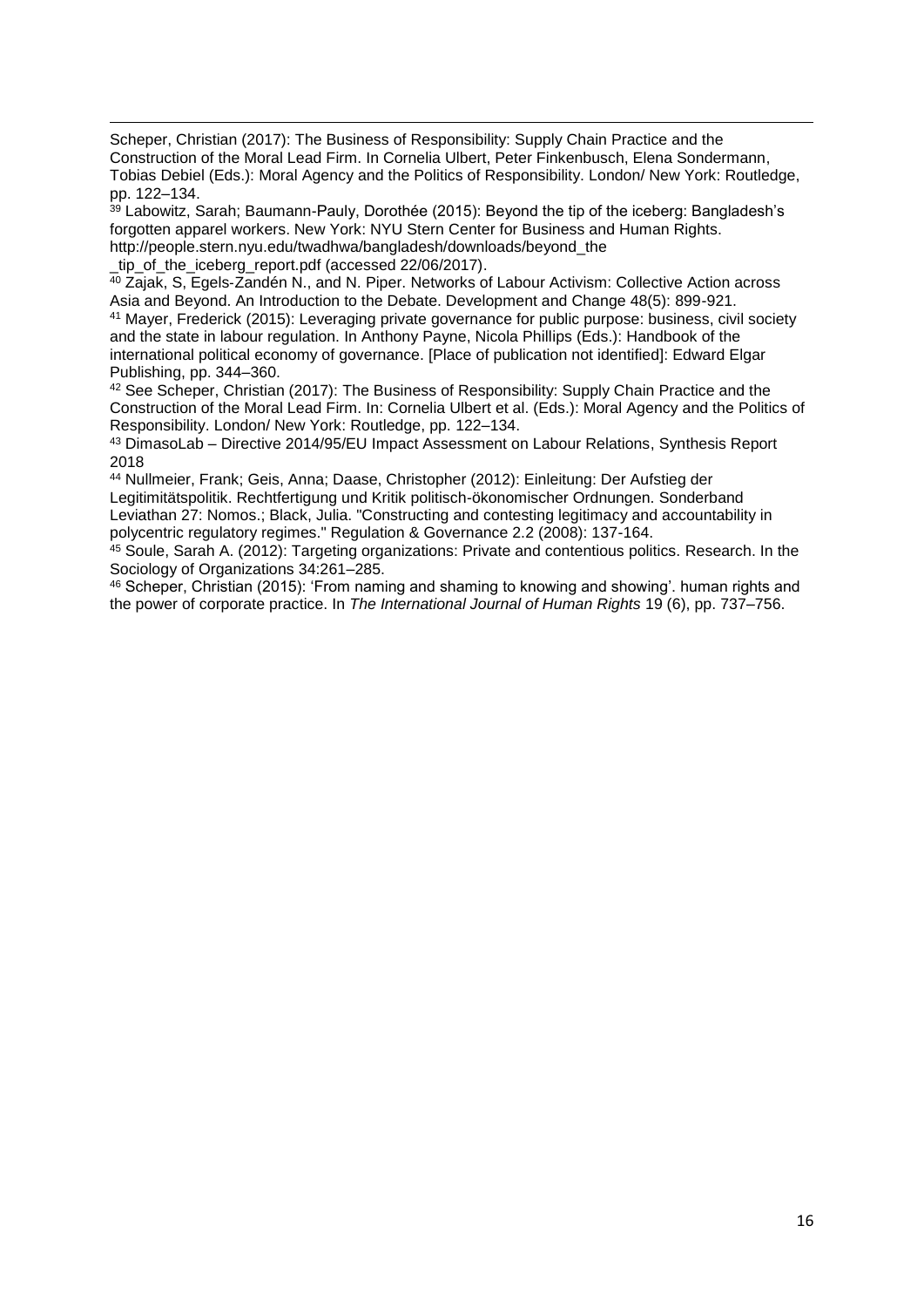Scheper, Christian (2017): The Business of Responsibility: Supply Chain Practice and the Construction of the Moral Lead Firm. In Cornelia Ulbert, Peter Finkenbusch, Elena Sondermann, Tobias Debiel (Eds.): Moral Agency and the Politics of Responsibility. London/ New York: Routledge, pp. 122–134.

[39] Labowitz, Sarah; Baumann-Pauly, Dorothée (2015): Beyond the tip of the iceberg: Bangladesh's forgotten apparel workers. New York: NYU Stern Center for Business and Human Rights. http://people.stern.nyu.edu/twadhwa/bangladesh/downloads/beyond_the _tip_of_the_iceberg_report.pdf (accessed 22/06/2017).

[40] Zajak, S, Egels-Zandén N., and N. Piper. Networks of Labour Activism: Collective Action across Asia and Beyond. An Introduction to the Debate. Development and Change 48(5): 899-921.

[41] Mayer, Frederick (2015): Leveraging private governance for public purpose: business, civil society and the state in labour regulation. In Anthony Payne, Nicola Phillips (Eds.): Handbook of the international political economy of governance. [Place of publication not identified]: Edward Elgar Publishing, pp. 344–360.

[42] See Scheper, Christian (2017): The Business of Responsibility: Supply Chain Practice and the Construction of the Moral Lead Firm. In: Cornelia Ulbert et al. (Eds.): Moral Agency and the Politics of Responsibility. London/ New York: Routledge, pp. 122–134.

[43] DimasoLab – Directive 2014/95/EU Impact Assessment on Labour Relations, Synthesis Report 2018

[44] Nullmeier, Frank; Geis, Anna; Daase, Christopher (2012): Einleitung: Der Aufstieg der Legitimitätspolitik. Rechtfertigung und Kritik politisch-ökonomischer Ordnungen. Sonderband Leviathan 27: Nomos.; Black, Julia. "Constructing and contesting legitimacy and accountability in polycentric regulatory regimes." Regulation & Governance 2.2 (2008): 137-164.

[45] Soule, Sarah A. (2012): Targeting organizations: Private and contentious politics. Research. In the Sociology of Organizations 34:261–285.

[46] Scheper, Christian (2015): 'From naming and shaming to knowing and showing'. human rights and the power of corporate practice. In *The International Journal of Human Rights* 19 (6), pp. 737–756.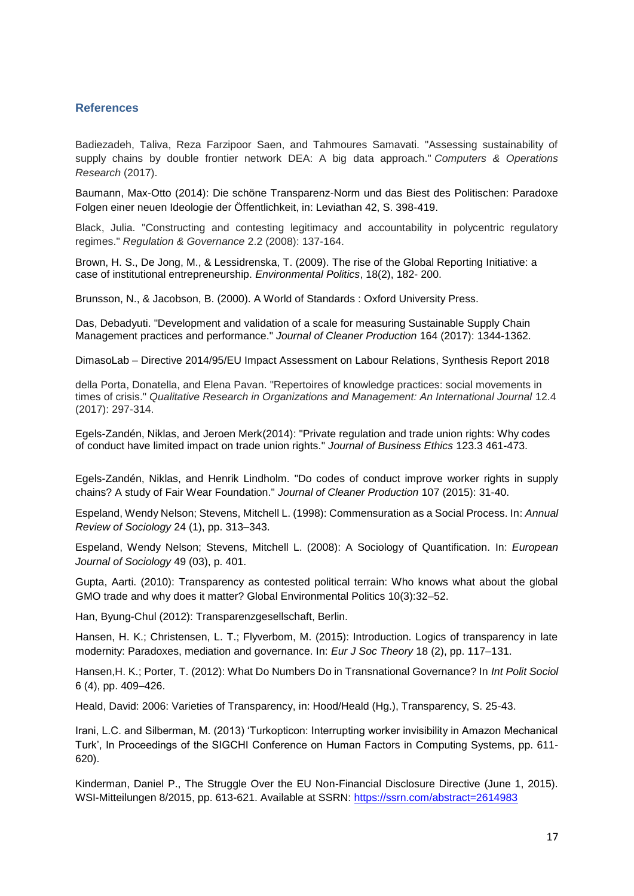## References

Badiezadeh, Taliva, Reza Farzipoor Saen, and Tahmoures Samavati. "Assessing sustainability of supply chains by double frontier network DEA: A big data approach." *Computers & Operations Research* (2017).

Baumann, Max-Otto (2014): Die schöne Transparenz-Norm und das Biest des Politischen: Paradoxe Folgen einer neuen Ideologie der Öffentlichkeit, in: Leviathan 42, S. 398-419.

Black, Julia. "Constructing and contesting legitimacy and accountability in polycentric regulatory regimes." *Regulation & Governance* 2.2 (2008): 137-164.

Brown, H. S., De Jong, M., & Lessidrenska, T. (2009). The rise of the Global Reporting Initiative: a case of institutional entrepreneurship. *Environmental Politics*, 18(2), 182- 200.

Brunsson, N., & Jacobson, B. (2000). A World of Standards : Oxford University Press.

Das, Debadyuti. "Development and validation of a scale for measuring Sustainable Supply Chain Management practices and performance." *Journal of Cleaner Production* 164 (2017): 1344-1362.

DimasoLab – Directive 2014/95/EU Impact Assessment on Labour Relations, Synthesis Report 2018

della Porta, Donatella, and Elena Pavan. "Repertoires of knowledge practices: social movements in times of crisis." *Qualitative Research in Organizations and Management: An International Journal* 12.4 (2017): 297-314.

Egels-Zandén, Niklas, and Jeroen Merk(2014): "Private regulation and trade union rights: Why codes of conduct have limited impact on trade union rights." *Journal of Business Ethics* 123.3 461-473.

Egels-Zandén, Niklas, and Henrik Lindholm. "Do codes of conduct improve worker rights in supply chains? A study of Fair Wear Foundation." *Journal of Cleaner Production* 107 (2015): 31-40.

Espeland, Wendy Nelson; Stevens, Mitchell L. (1998): Commensuration as a Social Process. In: *Annual Review of Sociology* 24 (1), pp. 313–343.

Espeland, Wendy Nelson; Stevens, Mitchell L. (2008): A Sociology of Quantification. In: *European Journal of Sociology* 49 (03), p. 401.

Gupta, Aarti. (2010): Transparency as contested political terrain: Who knows what about the global GMO trade and why does it matter? Global Environmental Politics 10(3):32–52.

Han, Byung-Chul (2012): Transparenzgesellschaft, Berlin.

Hansen, H. K.; Christensen, L. T.; Flyverbom, M. (2015): Introduction. Logics of transparency in late modernity: Paradoxes, mediation and governance. In: *Eur J Soc Theory* 18 (2), pp. 117–131.

Hansen,H. K.; Porter, T. (2012): What Do Numbers Do in Transnational Governance? In *Int Polit Sociol* 6 (4), pp. 409–426.

Heald, David: 2006: Varieties of Transparency, in: Hood/Heald (Hg.), Transparency, S. 25-43.

Irani, L.C. and Silberman, M. (2013) 'Turkopticon: Interrupting worker invisibility in Amazon Mechanical Turk', In Proceedings of the SIGCHI Conference on Human Factors in Computing Systems, pp. 611-620).

Kinderman, Daniel P., The Struggle Over the EU Non-Financial Disclosure Directive (June 1, 2015). WSI-Mitteilungen 8/2015, pp. 613-621. Available at SSRN: https://ssrn.com/abstract=2614983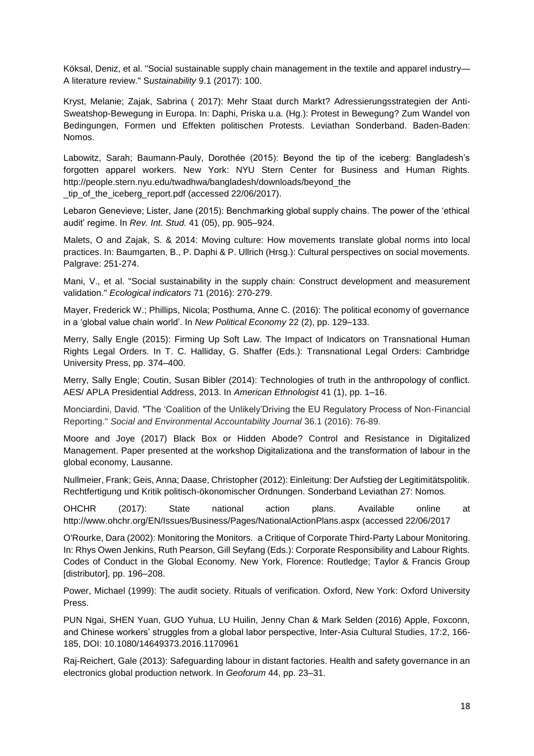Köksal, Deniz, et al. "Social sustainable supply chain management in the textile and apparel industry—A literature review." S*ustainability* 9.1 (2017): 100.

Kryst, Melanie; Zajak, Sabrina ( 2017): Mehr Staat durch Markt? Adressierungsstrategien der Anti-Sweatshop-Bewegung in Europa. In: Daphi, Priska u.a. (Hg.): Protest in Bewegung? Zum Wandel von Bedingungen, Formen und Effekten politischen Protests. Leviathan Sonderband. Baden-Baden: Nomos.

Labowitz, Sarah; Baumann-Pauly, Dorothée (2015): Beyond the tip of the iceberg: Bangladesh's forgotten apparel workers. New York: NYU Stern Center for Business and Human Rights. http://people.stern.nyu.edu/twadhwa/bangladesh/downloads/beyond_the _tip_of_the_iceberg_report.pdf (accessed 22/06/2017).

Lebaron Genevieve; Lister, Jane (2015): Benchmarking global supply chains. The power of the 'ethical audit' regime. In *Rev. Int. Stud.* 41 (05), pp. 905–924.

Malets, O and Zajak, S. & 2014: Moving culture: How movements translate global norms into local practices. In: Baumgarten, B., P. Daphi & P. Ullrich (Hrsg.): Cultural perspectives on social movements. Palgrave: 251-274.

Mani, V., et al. "Social sustainability in the supply chain: Construct development and measurement validation." *Ecological indicators* 71 (2016): 270-279.

Mayer, Frederick W.; Phillips, Nicola; Posthuma, Anne C. (2016): The political economy of governance in a 'global value chain world'. In *New Political Economy* 22 (2), pp. 129–133.

Merry, Sally Engle (2015): Firming Up Soft Law. The Impact of Indicators on Transnational Human Rights Legal Orders. In T. C. Halliday, G. Shaffer (Eds.): Transnational Legal Orders: Cambridge University Press, pp. 374–400.

Merry, Sally Engle; Coutin, Susan Bibler (2014): Technologies of truth in the anthropology of conflict. AES/ APLA Presidential Address, 2013. In *American Ethnologist* 41 (1), pp. 1–16.

Monciardini, David. "The 'Coalition of the Unlikely'Driving the EU Regulatory Process of Non-Financial Reporting." *Social and Environmental Accountability Journal* 36.1 (2016): 76-89.

Moore and Joye (2017) Black Box or Hidden Abode? Control and Resistance in Digitalized Management. Paper presented at the workshop Digitalizationa and the transformation of labour in the global economy, Lausanne.

Nullmeier, Frank; Geis, Anna; Daase, Christopher (2012): Einleitung: Der Aufstieg der Legitimitätspolitik. Rechtfertigung und Kritik politisch-ökonomischer Ordnungen. Sonderband Leviathan 27: Nomos.

OHCHR (2017): State national action plans. Available online at http://www.ohchr.org/EN/Issues/Business/Pages/NationalActionPlans.aspx (accessed 22/06/2017

O'Rourke, Dara (2002): Monitoring the Monitors. a Critique of Corporate Third-Party Labour Monitoring. In: Rhys Owen Jenkins, Ruth Pearson, Gill Seyfang (Eds.): Corporate Responsibility and Labour Rights. Codes of Conduct in the Global Economy. New York, Florence: Routledge; Taylor & Francis Group [distributor], pp. 196–208.

Power, Michael (1999): The audit society. Rituals of verification. Oxford, New York: Oxford University Press.

PUN Ngai, SHEN Yuan, GUO Yuhua, LU Huilin, Jenny Chan & Mark Selden (2016) Apple, Foxconn, and Chinese workers' struggles from a global labor perspective, Inter-Asia Cultural Studies, 17:2, 166-185, DOI: 10.1080/14649373.2016.1170961

Raj-Reichert, Gale (2013): Safeguarding labour in distant factories. Health and safety governance in an electronics global production network. In *Geoforum* 44, pp. 23–31.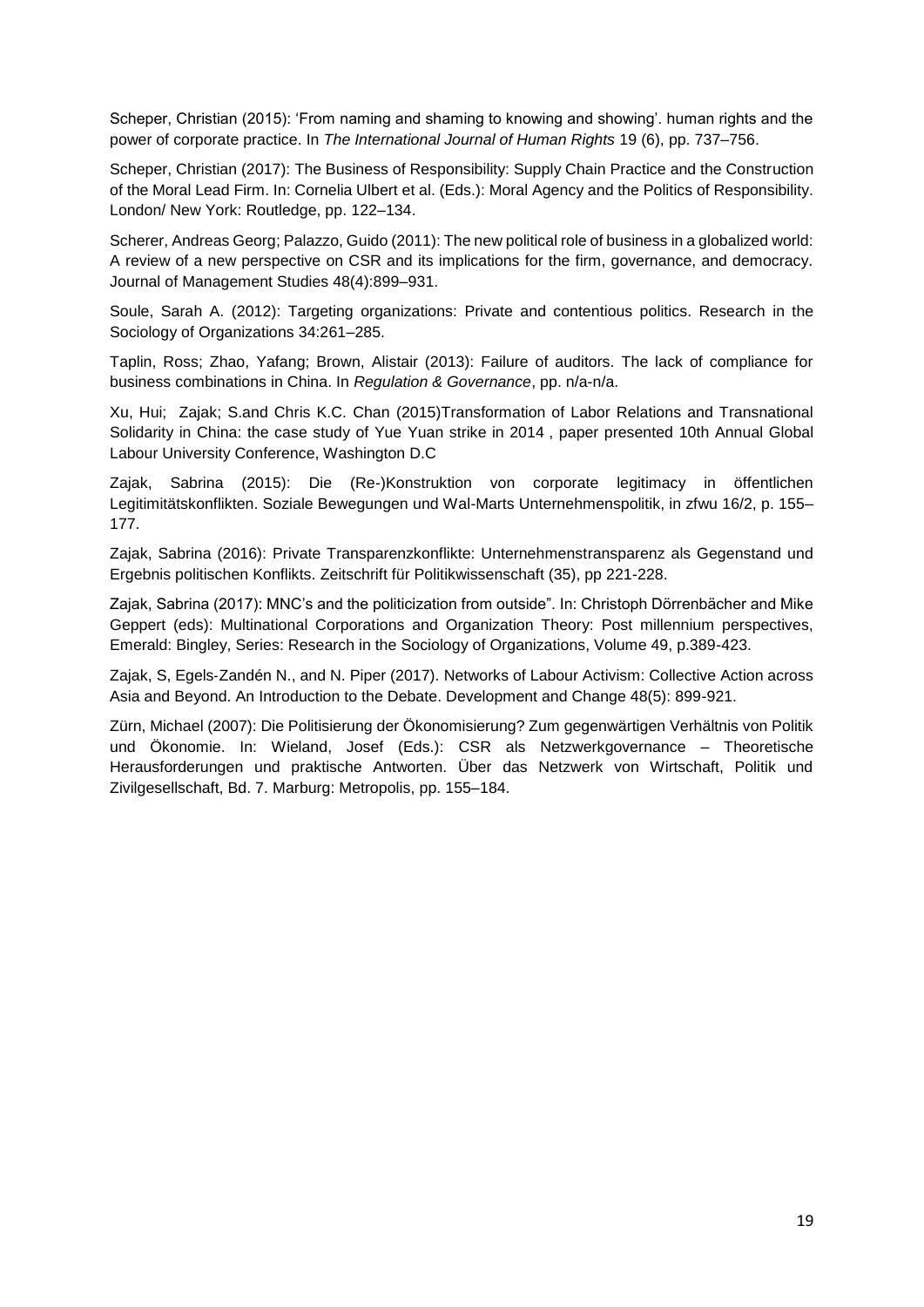Scheper, Christian (2015): 'From naming and shaming to knowing and showing'. human rights and the power of corporate practice. In *The International Journal of Human Rights* 19 (6), pp. 737–756.

Scheper, Christian (2017): The Business of Responsibility: Supply Chain Practice and the Construction of the Moral Lead Firm. In: Cornelia Ulbert et al. (Eds.): Moral Agency and the Politics of Responsibility. London/ New York: Routledge, pp. 122–134.

Scherer, Andreas Georg; Palazzo, Guido (2011): The new political role of business in a globalized world: A review of a new perspective on CSR and its implications for the firm, governance, and democracy. Journal of Management Studies 48(4):899–931.

Soule, Sarah A. (2012): Targeting organizations: Private and contentious politics. Research in the Sociology of Organizations 34:261–285.

Taplin, Ross; Zhao, Yafang; Brown, Alistair (2013): Failure of auditors. The lack of compliance for business combinations in China. In *Regulation & Governance*, pp. n/a-n/a.

Xu, Hui; Zajak; S.and Chris K.C. Chan (2015)Transformation of Labor Relations and Transnational Solidarity in China: the case study of Yue Yuan strike in 2014 , paper presented 10th Annual Global Labour University Conference, Washington D.C

Zajak, Sabrina (2015): Die (Re-)Konstruktion von corporate legitimacy in öffentlichen Legitimitätskonflikten. Soziale Bewegungen und Wal-Marts Unternehmenspolitik, in zfwu 16/2, p. 155–177.

Zajak, Sabrina (2016): Private Transparenzkonflikte: Unternehmenstransparenz als Gegenstand und Ergebnis politischen Konflikts. Zeitschrift für Politikwissenschaft (35), pp 221-228.

Zajak, Sabrina (2017): MNC's and the politicization from outside". In: Christoph Dörrenbächer and Mike Geppert (eds): Multinational Corporations and Organization Theory: Post millennium perspectives, Emerald: Bingley, Series: Research in the Sociology of Organizations, Volume 49, p.389-423.

Zajak, S, Egels-Zandén N., and N. Piper (2017). Networks of Labour Activism: Collective Action across Asia and Beyond. An Introduction to the Debate. Development and Change 48(5): 899-921.

Zürn, Michael (2007): Die Politisierung der Ökonomisierung? Zum gegenwärtigen Verhältnis von Politik und Ökonomie. In: Wieland, Josef (Eds.): CSR als Netzwerkgovernance – Theoretische Herausforderungen und praktische Antworten. Über das Netzwerk von Wirtschaft, Politik und Zivilgesellschaft, Bd. 7. Marburg: Metropolis, pp. 155–184.